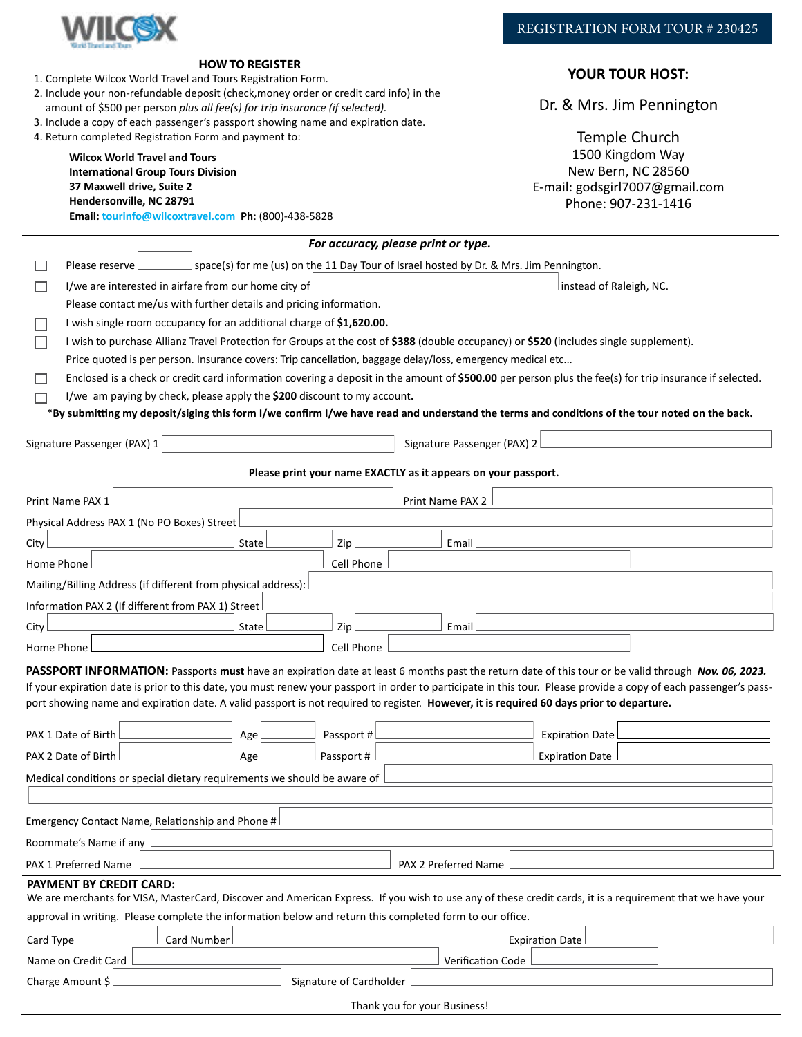WILCOX World Travel and Tours

# REGISTRATION FORM TOUR # 230425

## HOW TO REGISTER

1. Complete Wilcox World Travel and Tours Registration Form.
2. Include your non-refundable deposit (check,money order or credit card info) in the amount of $500 per person *plus all fee(s) for trip insurance (if selected).*
3. Include a copy of each passenger's passport showing name and expiration date.
4. Return completed Registration Form and payment to:

**Wilcox World Travel and Tours**
**International Group Tours Division**
**37 Maxwell drive, Suite 2**
**Hendersonville, NC 28791**
**Email:** tourinfo@wilcoxtravel.com **Ph**: (800)-438-5828

## YOUR TOUR HOST:

Dr. & Mrs. Jim Pennington

Temple Church
1500 Kingdom Way
New Bern, NC 28560
E-mail: godsgirl7007@gmail.com
Phone: 907-231-1416

***For accuracy, please print or type.***

- ☐ Please reserve ______ space(s) for me (us) on the 11 Day Tour of Israel hosted by Dr. & Mrs. Jim Pennington.
- ☐ I/we are interested in airfare from our home city of ______ instead of Raleigh, NC. Please contact me/us with further details and pricing information.
- ☐ I wish single room occupancy for an additional charge of **$1,620.00.**
- ☐ I wish to purchase Allianz Travel Protection for Groups at the cost of **$388** (double occupancy) or **$520** (includes single supplement). Price quoted is per person. Insurance covers: Trip cancellation, baggage delay/loss, emergency medical etc...
- ☐ Enclosed is a check or credit card information covering a deposit in the amount of **$500.00** per person plus the fee(s) for trip insurance if selected.
- ☐ I/we am paying by check, please apply the **$200** discount to my account**.**

**\*By submitting my deposit/siging this form I/we confirm I/we have read and understand the terms and conditions of the tour noted on the back.**

Signature Passenger (PAX) 1 ______ Signature Passenger (PAX) 2 ______

**Please print your name EXACTLY as it appears on your passport.**

Print Name PAX 1 ______ Print Name PAX 2 ______

Physical Address PAX 1 (No PO Boxes) Street ______

City ______ State ______ Zip ______ Email ______

Home Phone ______ Cell Phone ______

Mailing/Billing Address (if different from physical address): ______

Information PAX 2 (If different from PAX 1) Street ______

City ______ State ______ Zip ______ Email ______

Home Phone ______ Cell Phone ______

**PASSPORT INFORMATION:** Passports **must** have an expiration date at least 6 months past the return date of this tour or be valid through ***Nov. 06, 2023.*** If your expiration date is prior to this date, you must renew your passport in order to participate in this tour. Please provide a copy of each passenger's passport showing name and expiration date. A valid passport is not required to register. **However, it is required 60 days prior to departure.**

PAX 1 Date of Birth ______ Age ______ Passport # ______ Expiration Date ______

PAX 2 Date of Birth ______ Age ______ Passport # ______ Expiration Date ______

Medical conditions or special dietary requirements we should be aware of ______

Emergency Contact Name, Relationship and Phone # ______

Roommate's Name if any ______

PAX 1 Preferred Name ______ PAX 2 Preferred Name ______

**PAYMENT BY CREDIT CARD:**
We are merchants for VISA, MasterCard, Discover and American Express. If you wish to use any of these credit cards, it is a requirement that we have your approval in writing. Please complete the information below and return this completed form to our office.

Card Type ______ Card Number ______ Expiration Date ______

Name on Credit Card ______ Verification Code ______

Charge Amount $ ______ Signature of Cardholder ______

Thank you for your Business!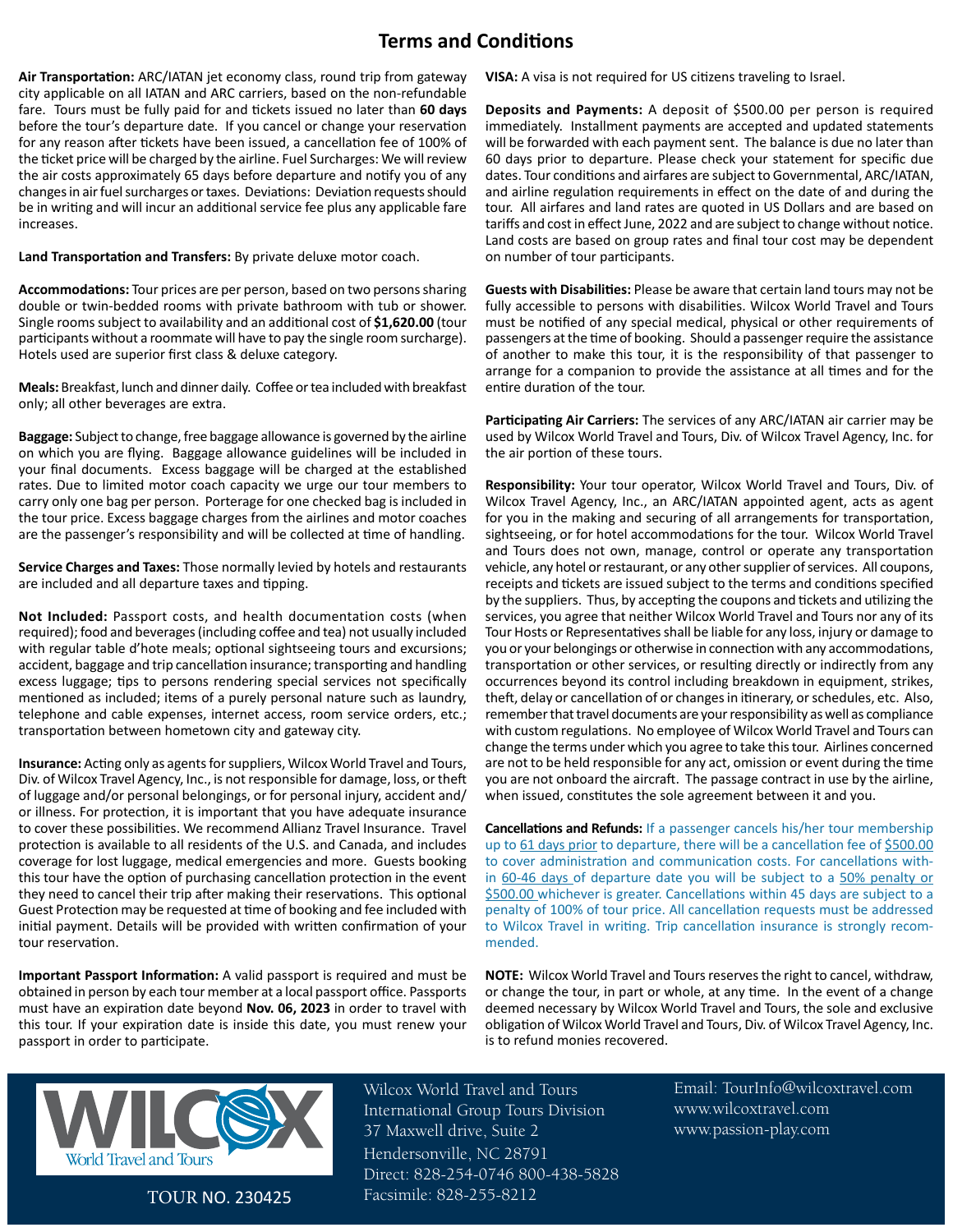# Terms and Conditions

**Air Transportation:** ARC/IATAN jet economy class, round trip from gateway city applicable on all IATAN and ARC carriers, based on the non-refundable fare. Tours must be fully paid for and tickets issued no later than **60 days** before the tour's departure date. If you cancel or change your reservation for any reason after tickets have been issued, a cancellation fee of 100% of the ticket price will be charged by the airline. Fuel Surcharges: We will review the air costs approximately 65 days before departure and notify you of any changes in air fuel surcharges or taxes. Deviations: Deviation requests should be in writing and will incur an additional service fee plus any applicable fare increases.

**Land Transportation and Transfers:** By private deluxe motor coach.

**Accommodations:** Tour prices are per person, based on two persons sharing double or twin-bedded rooms with private bathroom with tub or shower. Single rooms subject to availability and an additional cost of **$1,620.00** (tour participants without a roommate will have to pay the single room surcharge). Hotels used are superior first class & deluxe category.

**Meals:** Breakfast, lunch and dinner daily. Coffee or tea included with breakfast only; all other beverages are extra.

**Baggage:** Subject to change, free baggage allowance is governed by the airline on which you are flying. Baggage allowance guidelines will be included in your final documents. Excess baggage will be charged at the established rates. Due to limited motor coach capacity we urge our tour members to carry only one bag per person. Porterage for one checked bag is included in the tour price. Excess baggage charges from the airlines and motor coaches are the passenger's responsibility and will be collected at time of handling.

**Service Charges and Taxes:** Those normally levied by hotels and restaurants are included and all departure taxes and tipping.

**Not Included:** Passport costs, and health documentation costs (when required); food and beverages (including coffee and tea) not usually included with regular table d'hote meals; optional sightseeing tours and excursions; accident, baggage and trip cancellation insurance; transporting and handling excess luggage; tips to persons rendering special services not specifically mentioned as included; items of a purely personal nature such as laundry, telephone and cable expenses, internet access, room service orders, etc.; transportation between hometown city and gateway city.

**Insurance:** Acting only as agents for suppliers, Wilcox World Travel and Tours, Div. of Wilcox Travel Agency, Inc., is not responsible for damage, loss, or theft of luggage and/or personal belongings, or for personal injury, accident and/or illness. For protection, it is important that you have adequate insurance to cover these possibilities. We recommend Allianz Travel Insurance. Travel protection is available to all residents of the U.S. and Canada, and includes coverage for lost luggage, medical emergencies and more. Guests booking this tour have the option of purchasing cancellation protection in the event they need to cancel their trip after making their reservations. This optional Guest Protection may be requested at time of booking and fee included with initial payment. Details will be provided with written confirmation of your tour reservation.

**Important Passport Information:** A valid passport is required and must be obtained in person by each tour member at a local passport office. Passports must have an expiration date beyond **Nov. 06, 2023** in order to travel with this tour. If your expiration date is inside this date, you must renew your passport in order to participate.

**VISA:** A visa is not required for US citizens traveling to Israel.

**Deposits and Payments:** A deposit of $500.00 per person is required immediately. Installment payments are accepted and updated statements will be forwarded with each payment sent. The balance is due no later than 60 days prior to departure. Please check your statement for specific due dates. Tour conditions and airfares are subject to Governmental, ARC/IATAN, and airline regulation requirements in effect on the date of and during the tour. All airfares and land rates are quoted in US Dollars and are based on tariffs and cost in effect June, 2022 and are subject to change without notice. Land costs are based on group rates and final tour cost may be dependent on number of tour participants.

**Guests with Disabilities:** Please be aware that certain land tours may not be fully accessible to persons with disabilities. Wilcox World Travel and Tours must be notified of any special medical, physical or other requirements of passengers at the time of booking. Should a passenger require the assistance of another to make this tour, it is the responsibility of that passenger to arrange for a companion to provide the assistance at all times and for the entire duration of the tour.

**Participating Air Carriers:** The services of any ARC/IATAN air carrier may be used by Wilcox World Travel and Tours, Div. of Wilcox Travel Agency, Inc. for the air portion of these tours.

**Responsibility:** Your tour operator, Wilcox World Travel and Tours, Div. of Wilcox Travel Agency, Inc., an ARC/IATAN appointed agent, acts as agent for you in the making and securing of all arrangements for transportation, sightseeing, or for hotel accommodations for the tour. Wilcox World Travel and Tours does not own, manage, control or operate any transportation vehicle, any hotel or restaurant, or any other supplier of services. All coupons, receipts and tickets are issued subject to the terms and conditions specified by the suppliers. Thus, by accepting the coupons and tickets and utilizing the services, you agree that neither Wilcox World Travel and Tours nor any of its Tour Hosts or Representatives shall be liable for any loss, injury or damage to you or your belongings or otherwise in connection with any accommodations, transportation or other services, or resulting directly or indirectly from any occurrences beyond its control including breakdown in equipment, strikes, theft, delay or cancellation of or changes in itinerary, or schedules, etc. Also, remember that travel documents are your responsibility as well as compliance with custom regulations. No employee of Wilcox World Travel and Tours can change the terms under which you agree to take this tour. Airlines concerned are not to be held responsible for any act, omission or event during the time you are not onboard the aircraft. The passage contract in use by the airline, when issued, constitutes the sole agreement between it and you.

**Cancellations and Refunds:** If a passenger cancels his/her tour membership up to 61 days prior to departure, there will be a cancellation fee of $500.00 to cover administration and communication costs. For cancellations within 60-46 days of departure date you will be subject to a 50% penalty or $500.00 whichever is greater. Cancellations within 45 days are subject to a penalty of 100% of tour price. All cancellation requests must be addressed to Wilcox Travel in writing. Trip cancellation insurance is strongly recommended.

**NOTE:** Wilcox World Travel and Tours reserves the right to cancel, withdraw, or change the tour, in part or whole, at any time. In the event of a change deemed necessary by Wilcox World Travel and Tours, the sole and exclusive obligation of Wilcox World Travel and Tours, Div. of Wilcox Travel Agency, Inc. is to refund monies recovered.

WILCOX World Travel and Tours

TOUR NO. 230425

Wilcox World Travel and Tours
International Group Tours Division
37 Maxwell drive, Suite 2
Hendersonville, NC 28791
Direct: 828-254-0746 800-438-5828
Facsimile: 828-255-8212

Email: TourInfo@wilcoxtravel.com
www.wilcoxtravel.com
www.passion-play.com